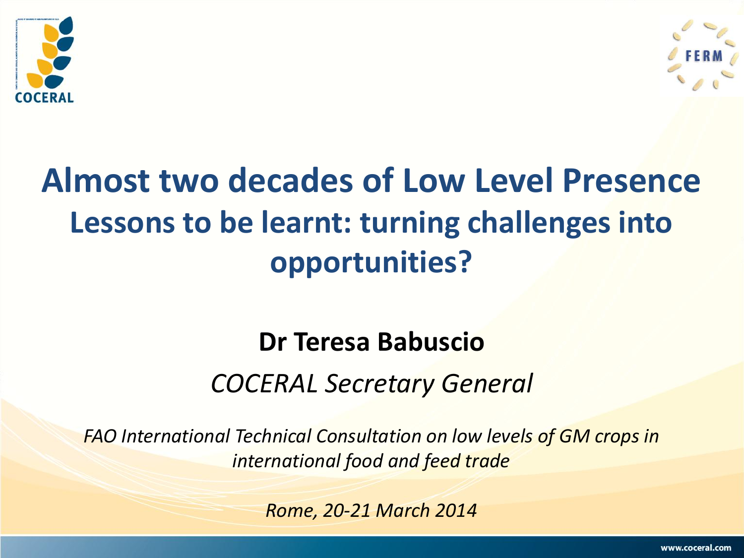# Almost two decades of Low Level Presence

## Lessons to be learnt: turning challenges into opportunities?

**Dr Teresa Babuscio**

*COCERAL Secretary General*

*FAO International Technical Consultation on low levels of GM crops in international food and feed trade*

*Rome, 20-21 March 2014*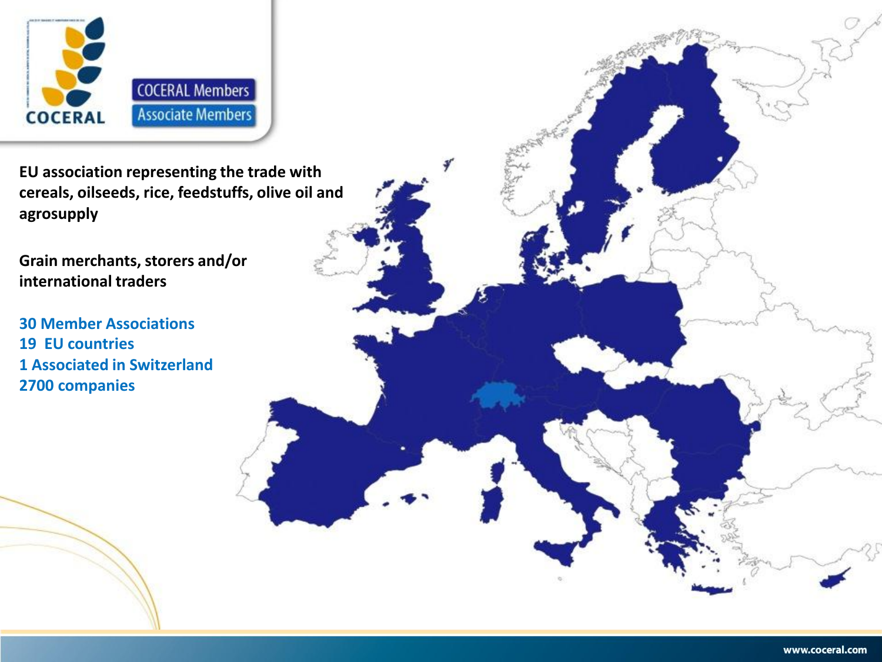COCERAL

COCERAL Members

Associate Members

**EU association representing the trade with cereals, oilseeds, rice, feedstuffs, olive oil and agrosupply**

**Grain merchants, storers and/or international traders**

**30 Member Associations**
**19 EU countries**
**1 Associated in Switzerland**
**2700 companies**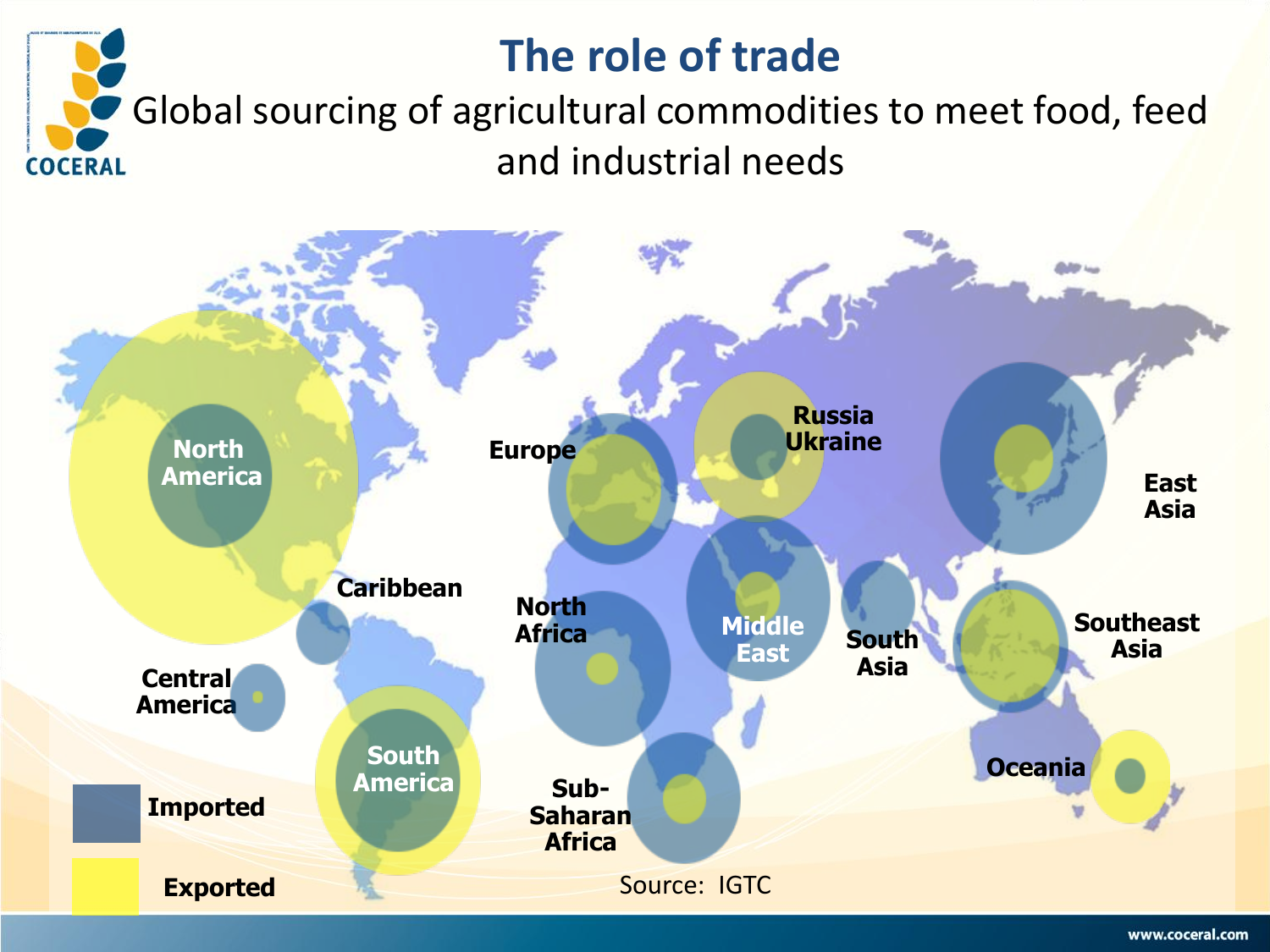# The role of trade

Global sourcing of agricultural commodities to meet food, feed and industrial needs

North America

Caribbean

Central America

South America

Europe

Russia Ukraine

North Africa

Middle East

Sub-Saharan Africa

South Asia

East Asia

Southeast Asia

Oceania

Imported

Exported

Source: IGTC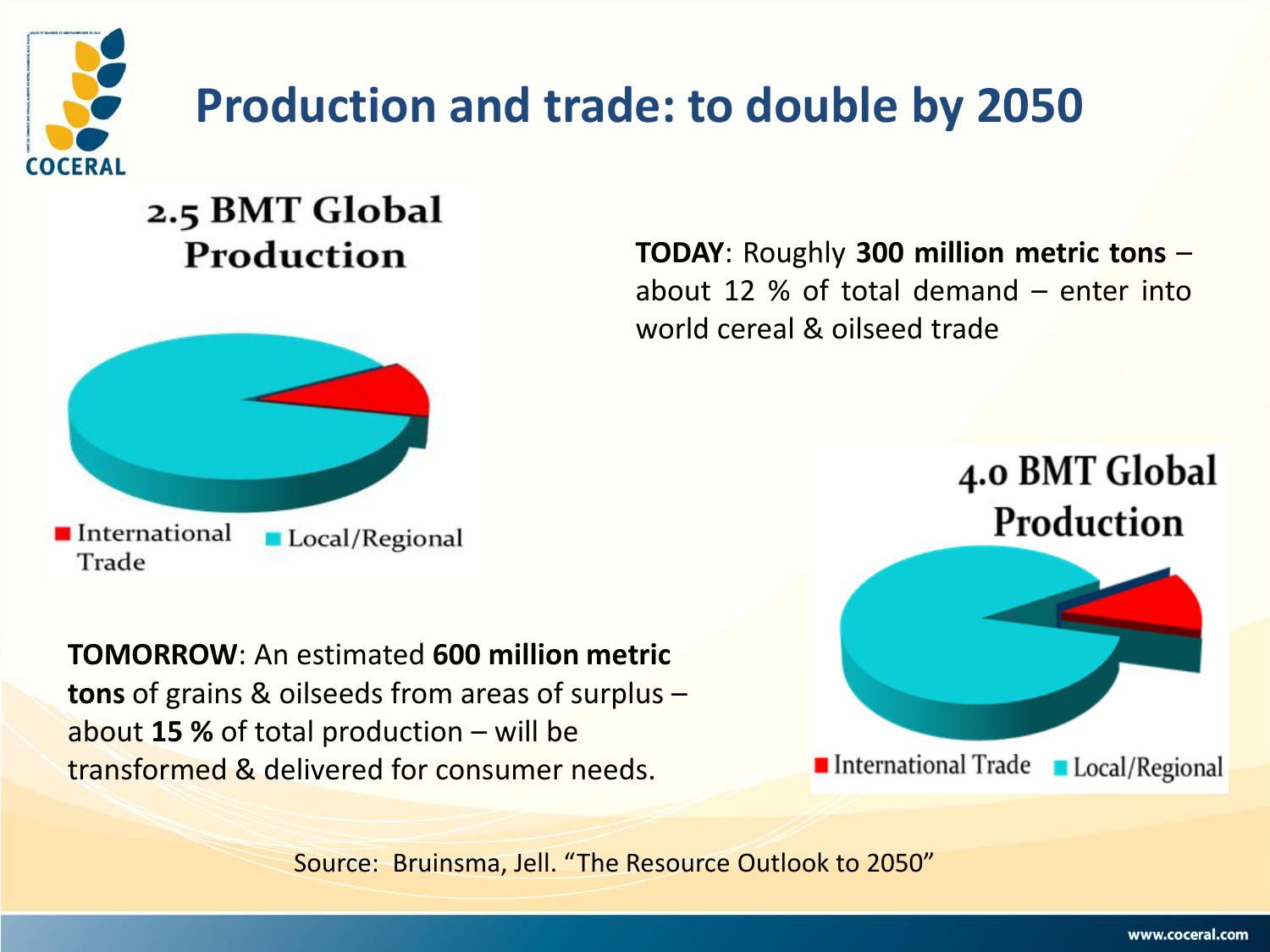# Production and trade: to double by 2050

2.5 BMT Global Production

International Trade | Local/Regional

**TODAY**: Roughly **300 million metric tons** – about 12 % of total demand – enter into world cereal & oilseed trade

4.0 BMT Global Production

International Trade | Local/Regional

**TOMORROW**: An estimated **600 million metric tons** of grains & oilseeds from areas of surplus – about **15 %** of total production – will be transformed & delivered for consumer needs.

Source: Bruinsma, Jell. "The Resource Outlook to 2050"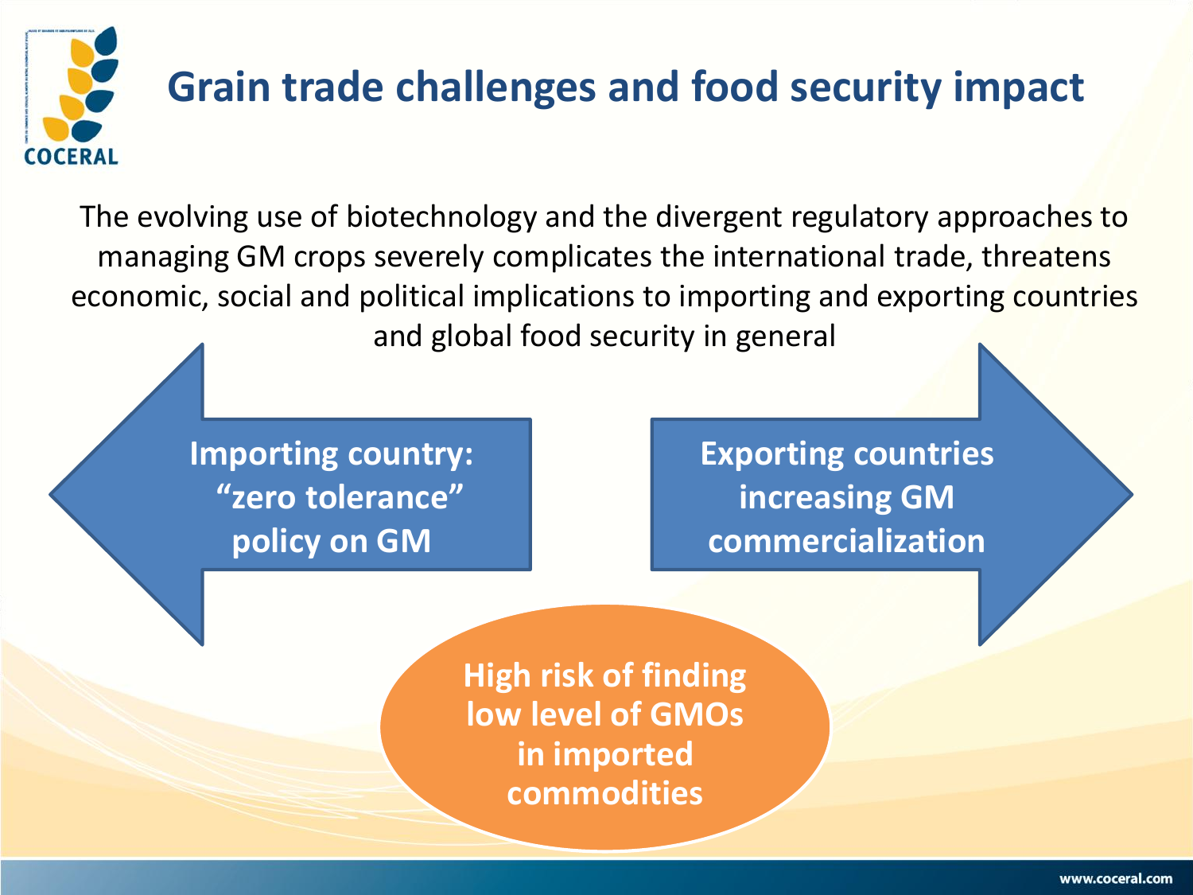# Grain trade challenges and food security impact

The evolving use of biotechnology and the divergent regulatory approaches to managing GM crops severely complicates the international trade, threatens economic, social and political implications to importing and exporting countries and global food security in general

**Importing country: "zero tolerance" policy on GM**

**Exporting countries increasing GM commercialization**

**High risk of finding low level of GMOs in imported commodities**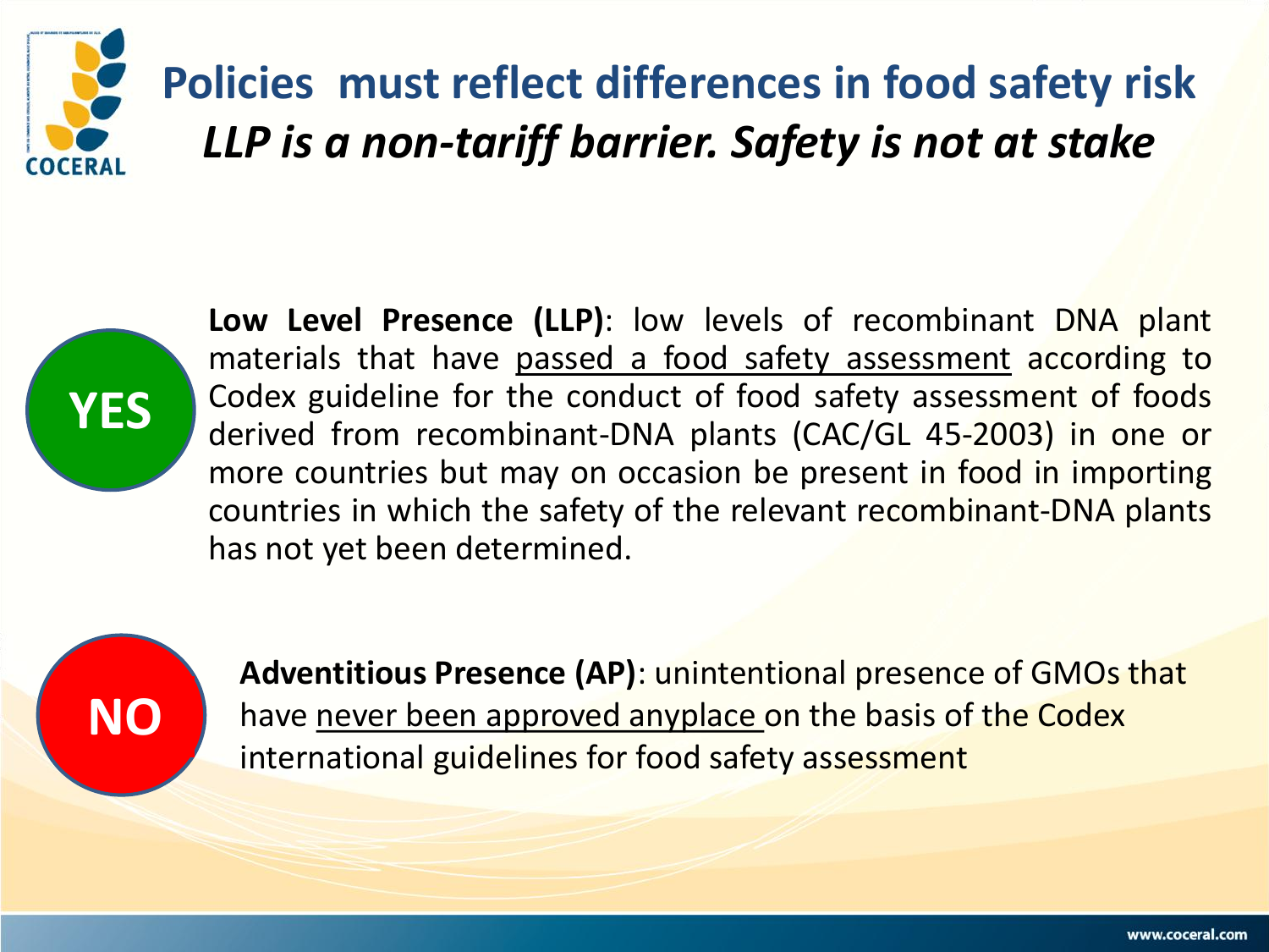# Policies must reflect differences in food safety risk

## *LLP is a non-tariff barrier. Safety is not at stake*

**YES**

**Low Level Presence (LLP)**: low levels of recombinant DNA plant materials that have passed a food safety assessment according to Codex guideline for the conduct of food safety assessment of foods derived from recombinant-DNA plants (CAC/GL 45-2003) in one or more countries but may on occasion be present in food in importing countries in which the safety of the relevant recombinant-DNA plants has not yet been determined.

**NO**

**Adventitious Presence (AP)**: unintentional presence of GMOs that have never been approved anyplace on the basis of the Codex international guidelines for food safety assessment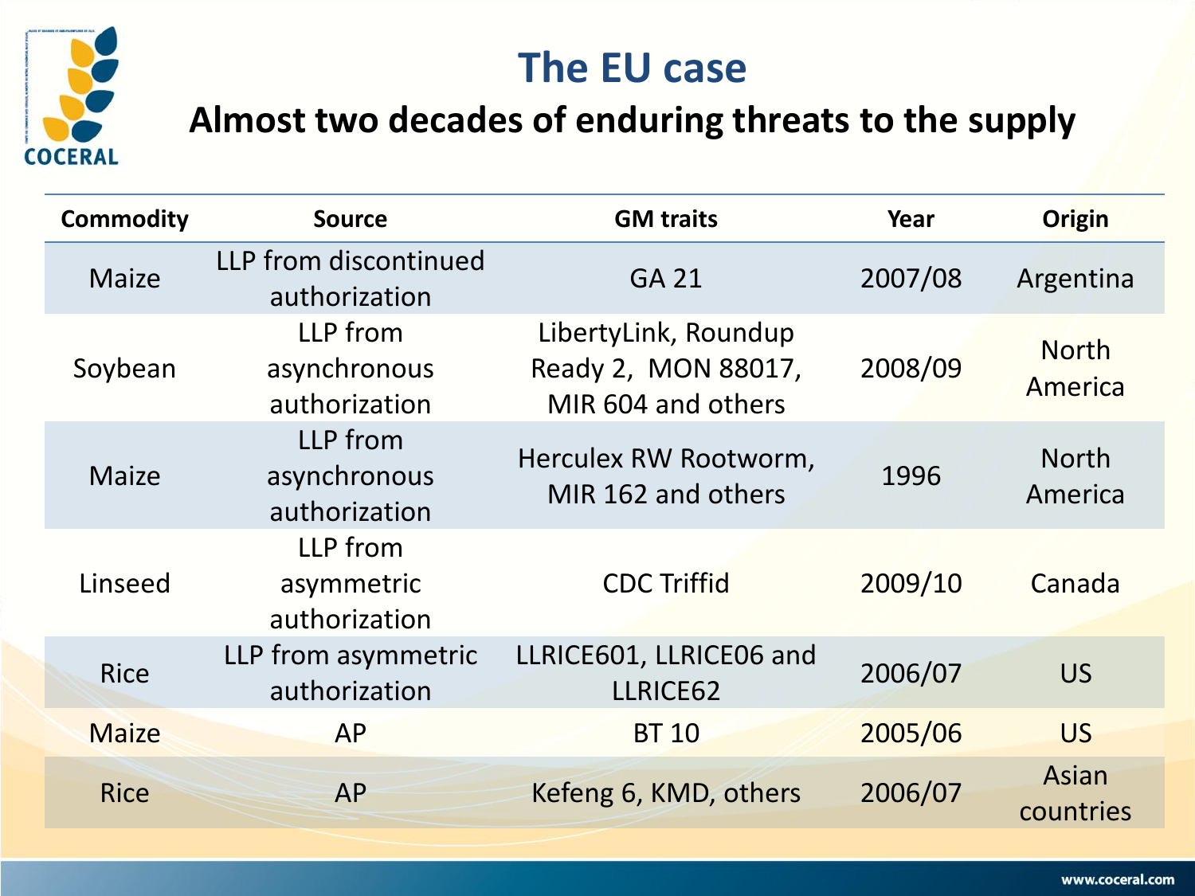# The EU case

## Almost two decades of enduring threats to the supply

| Commodity | Source | GM traits | Year | Origin |
|---|---|---|---|---|
| Maize | LLP from discontinued authorization | GA 21 | 2007/08 | Argentina |
| Soybean | LLP from asynchronous authorization | LibertyLink, Roundup Ready 2, MON 88017, MIR 604 and others | 2008/09 | North America |
| Maize | LLP from asynchronous authorization | Herculex RW Rootworm, MIR 162 and others | 1996 | North America |
| Linseed | LLP from asymmetric authorization | CDC Triffid | 2009/10 | Canada |
| Rice | LLP from asymmetric authorization | LLRICE601, LLRICE06 and LLRICE62 | 2006/07 | US |
| Maize | AP | BT 10 | 2005/06 | US |
| Rice | AP | Kefeng 6, KMD, others | 2006/07 | Asian countries |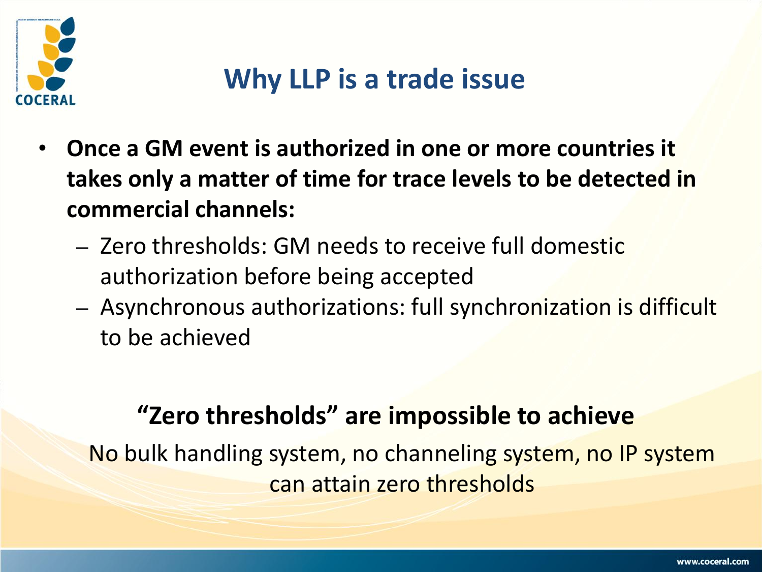# Why LLP is a trade issue

- **Once a GM event is authorized in one or more countries it takes only a matter of time for trace levels to be detected in commercial channels:**
  - Zero thresholds: GM needs to receive full domestic authorization before being accepted
  - Asynchronous authorizations: full synchronization is difficult to be achieved

**"Zero thresholds" are impossible to achieve**

No bulk handling system, no channeling system, no IP system can attain zero thresholds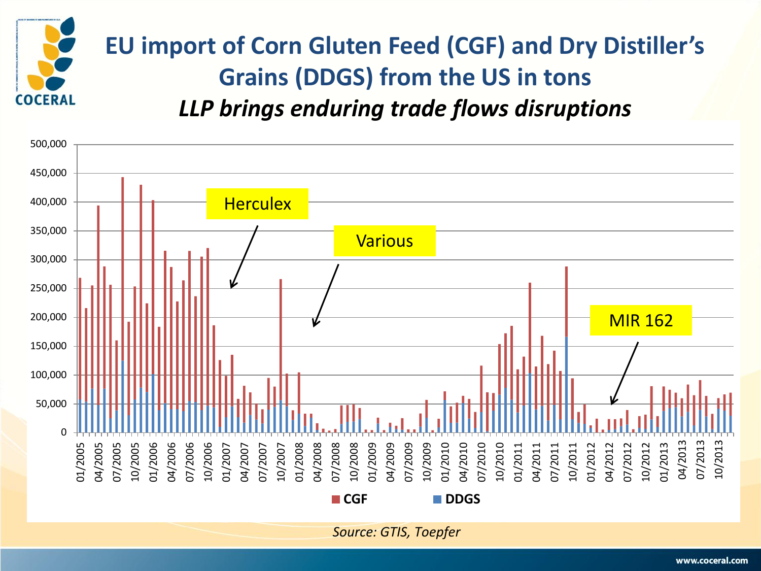# EU import of Corn Gluten Feed (CGF) and Dry Distiller's Grains (DDGS) from the US in tons

## *LLP brings enduring trade flows disruptions*

Herculex

Various

MIR 162

CGF DDGS

*Source: GTIS, Toepfer*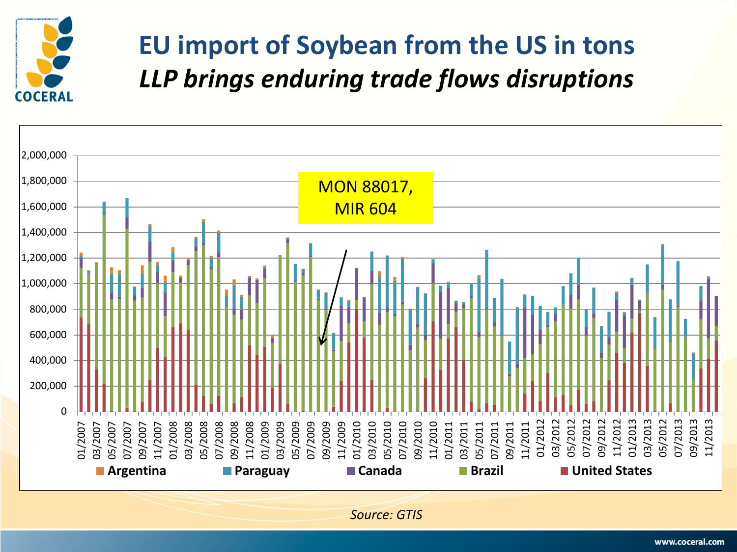# EU import of Soybean from the US in tons

## *LLP brings enduring trade flows disruptions*

MON 88017, MIR 604

Argentina | Paraguay | Canada | Brazil | United States

*Source: GTIS*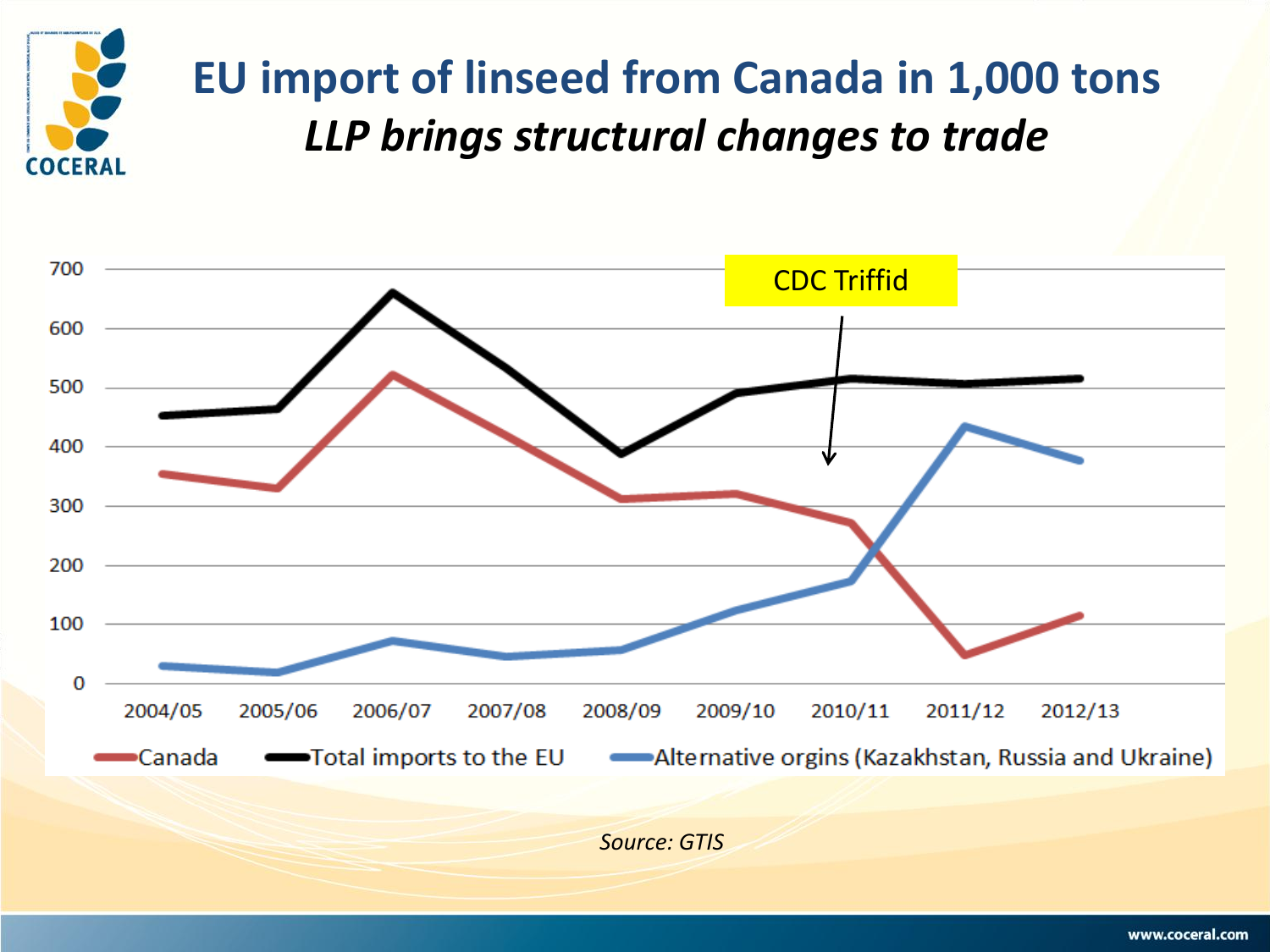# EU import of linseed from Canada in 1,000 tons

## *LLP brings structural changes to trade*

CDC Triffid

700
600
500
400
300
200
100
0

2004/05 2005/06 2006/07 2007/08 2008/09 2009/10 2010/11 2011/12 2012/13

Canada — Total imports to the EU — Alternative orgins (Kazakhstan, Russia and Ukraine)

*Source: GTIS*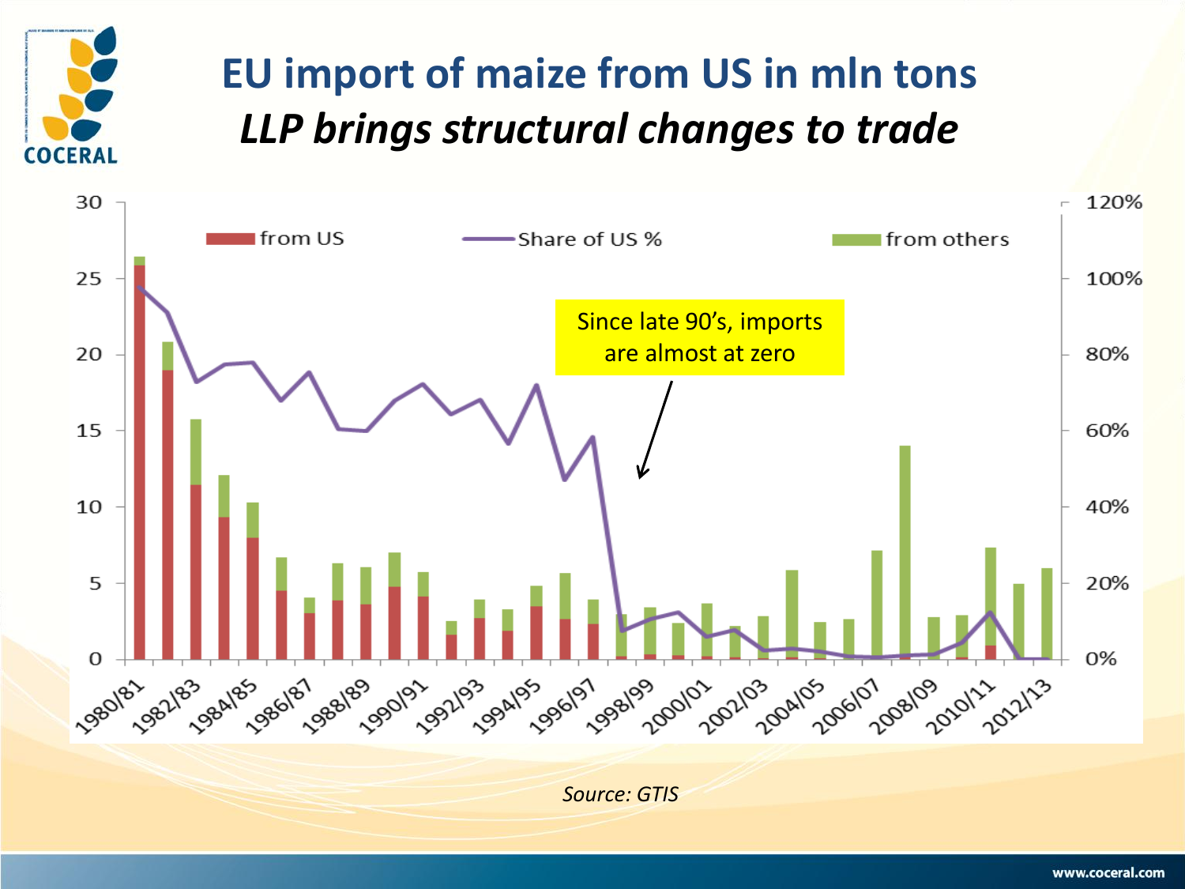# EU import of maize from US in mln tons

## *LLP brings structural changes to trade*

Since late 90's, imports are almost at zero

*Source: GTIS*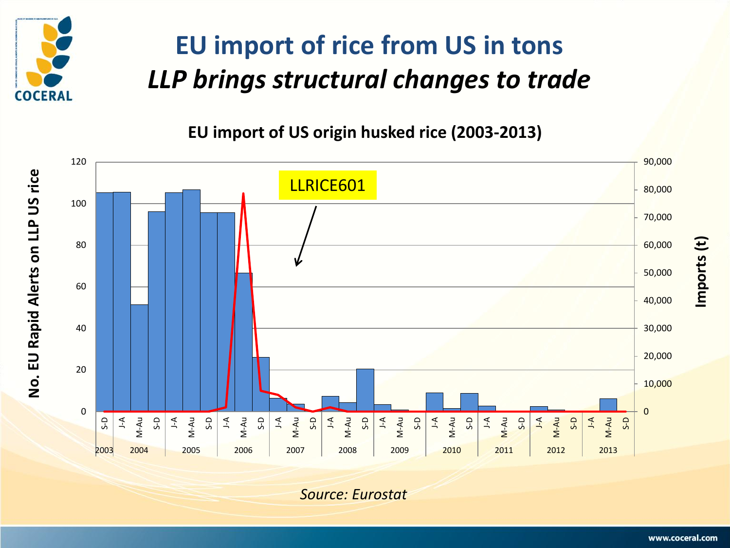# EU import of rice from US in tons

## *LLP brings structural changes to trade*

**EU import of US origin husked rice (2003-2013)**

LLRICE601

| Year | Period | Imports (t) (approx.) | No. EU Rapid Alerts on LLP US rice (approx.) |
|---|---|---|---|
| 2003 | S-D | 79,000 | 0 |
| 2004 | J-A | 79,000 | 0 |
| 2004 | M-Au | 38,500 | 0 |
| 2004 | S-D | 72,000 | 0 |
| 2005 | J-A | 79,000 | 0 |
| 2005 | M-Au | 80,000 | 0 |
| 2005 | S-D | 71,500 | 0 |
| 2006 | J-A | 71,500 | 2 |
| 2006 | M-Au | 50,000 | 105 |
| 2006 | S-D | 19,500 | 10 |
| 2007 | J-A | 4,500 | 8 |
| 2007 | M-Au | 2,500 | 2 |
| 2007 | S-D | 0 | 0 |
| 2008 | J-A | 5,500 | 2 |
| 2008 | M-Au | 3,000 | 0 |
| 2008 | S-D | 15,500 | 0 |
| 2009 | J-A | 2,500 | 0 |
| 2009 | M-Au | 500 | 0 |
| 2009 | S-D | 0 | 0 |
| 2010 | J-A | 6,500 | 0 |
| 2010 | M-Au | 1,000 | 0 |
| 2010 | S-D | 6,500 | 0 |
| 2011 | J-A | 2,000 | 0 |
| 2011 | M-Au | 0 | 0 |
| 2011 | S-D | 0 | 0 |
| 2012 | J-A | 1,800 | 0 |
| 2012 | M-Au | 500 | 0 |
| 2012 | S-D | 0 | 0 |
| 2013 | J-A | 0 | 0 |
| 2013 | M-Au | 4,500 | 0 |
| 2013 | S-D | 0 | 0 |

*Source: Eurostat*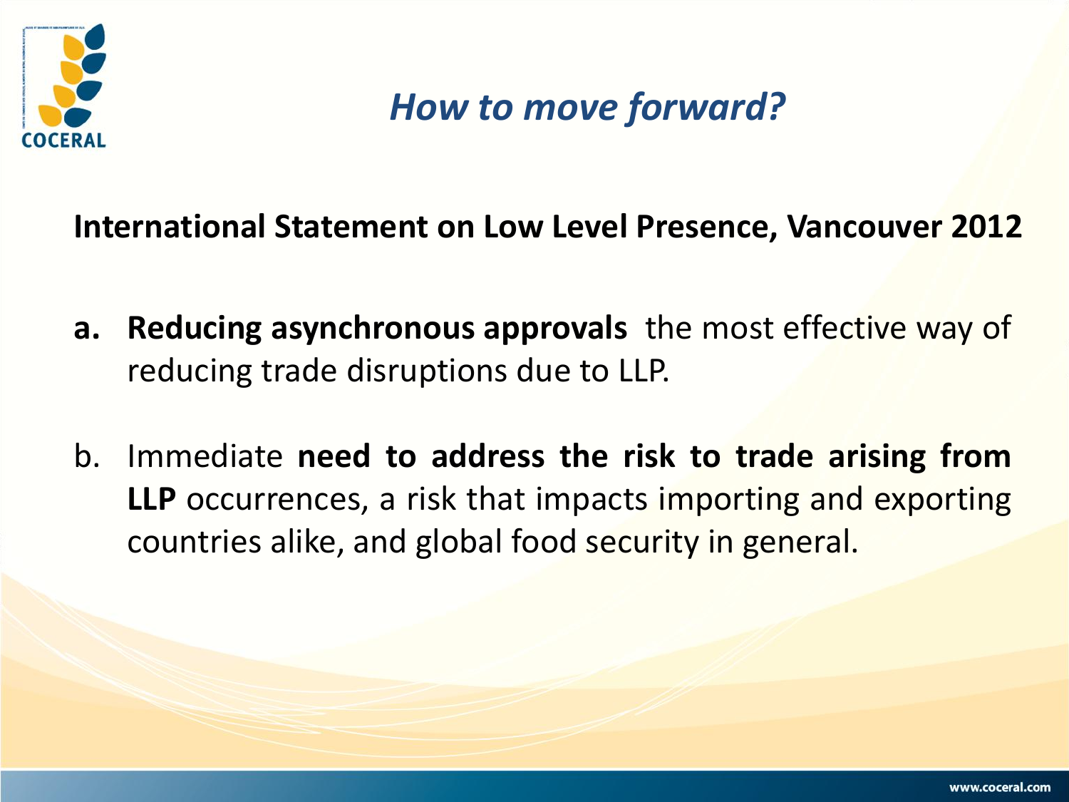# *How to move forward?*

**International Statement on Low Level Presence, Vancouver 2012**

a. **Reducing asynchronous approvals** the most effective way of reducing trade disruptions due to LLP.

b. Immediate **need to address the risk to trade arising from LLP** occurrences, a risk that impacts importing and exporting countries alike, and global food security in general.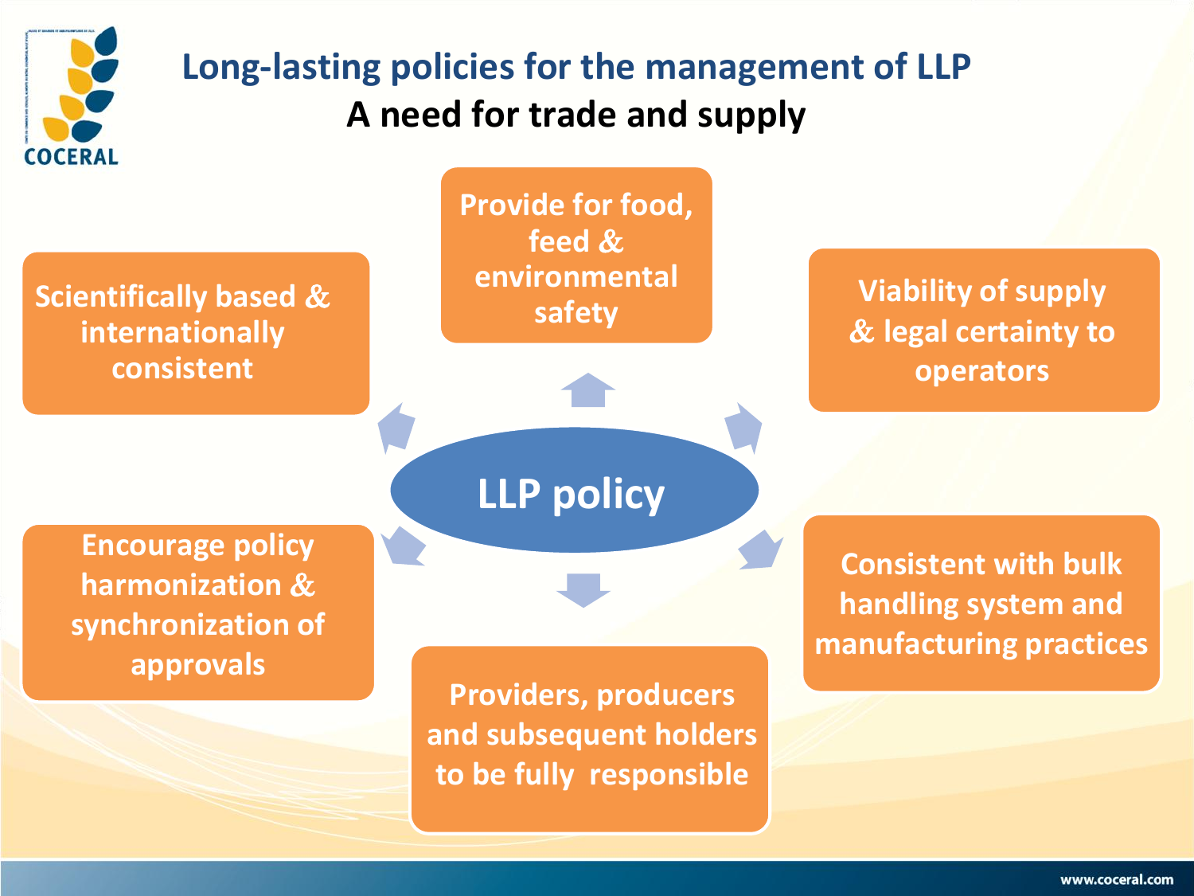# Long-lasting policies for the management of LLP

## A need for trade and supply

**LLP policy**

- Provide for food, feed & environmental safety
- Viability of supply & legal certainty to operators
- Consistent with bulk handling system and manufacturing practices
- Providers, producers and subsequent holders to be fully responsible
- Encourage policy harmonization & synchronization of approvals
- Scientifically based & internationally consistent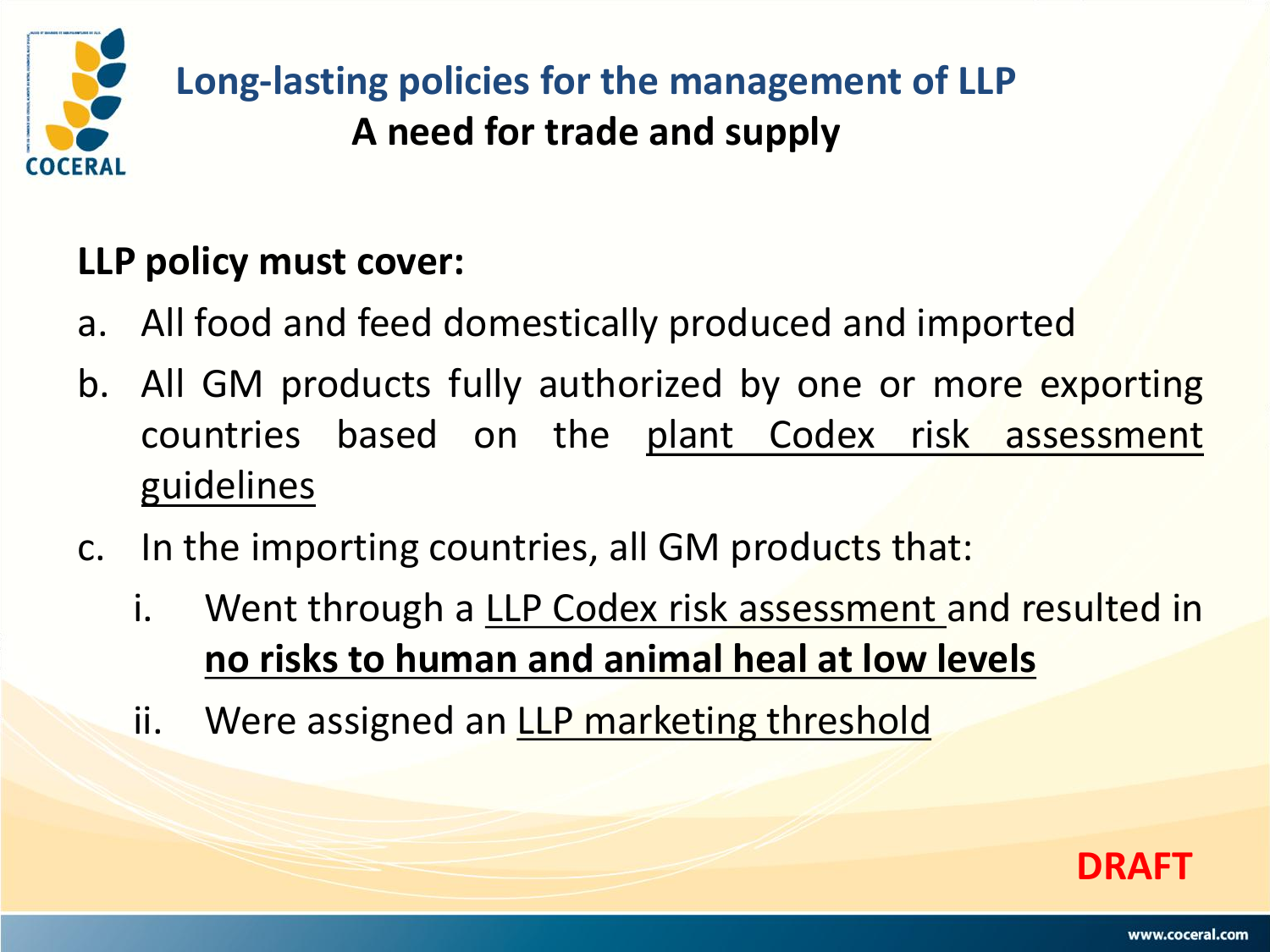# Long-lasting policies for the management of LLP

## A need for trade and supply

**LLP policy must cover:**

a. All food and feed domestically produced and imported

b. All GM products fully authorized by one or more exporting countries based on the plant Codex risk assessment guidelines

c. In the importing countries, all GM products that:

   i. Went through a LLP Codex risk assessment and resulted in **no risks to human and animal heal at low levels**

   ii. Were assigned an LLP marketing threshold

DRAFT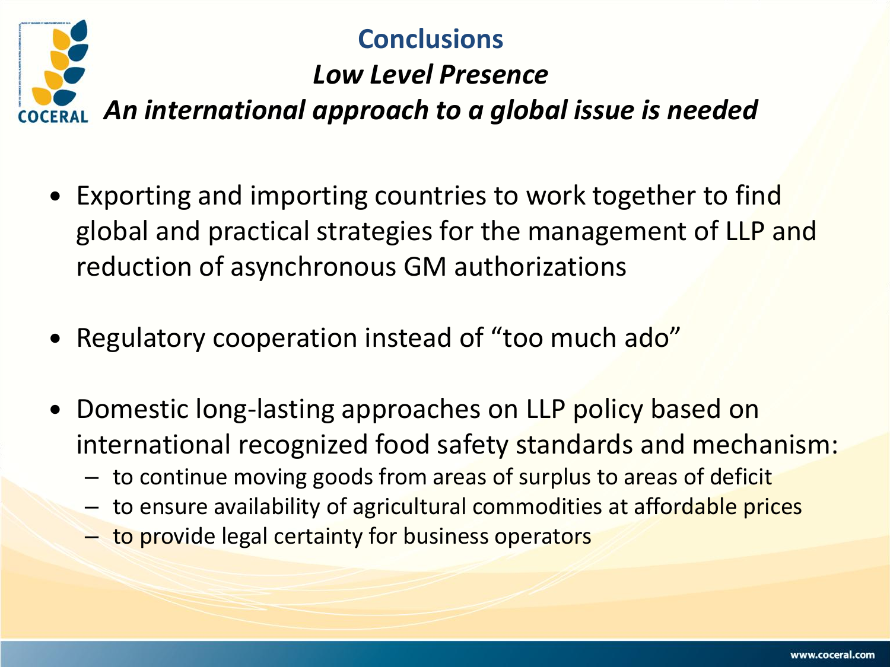# Conclusions

## *Low Level Presence*

## *An international approach to a global issue is needed*

- Exporting and importing countries to work together to find global and practical strategies for the management of LLP and reduction of asynchronous GM authorizations
- Regulatory cooperation instead of “too much ado”
- Domestic long-lasting approaches on LLP policy based on international recognized food safety standards and mechanism:
  - to continue moving goods from areas of surplus to areas of deficit
  - to ensure availability of agricultural commodities at affordable prices
  - to provide legal certainty for business operators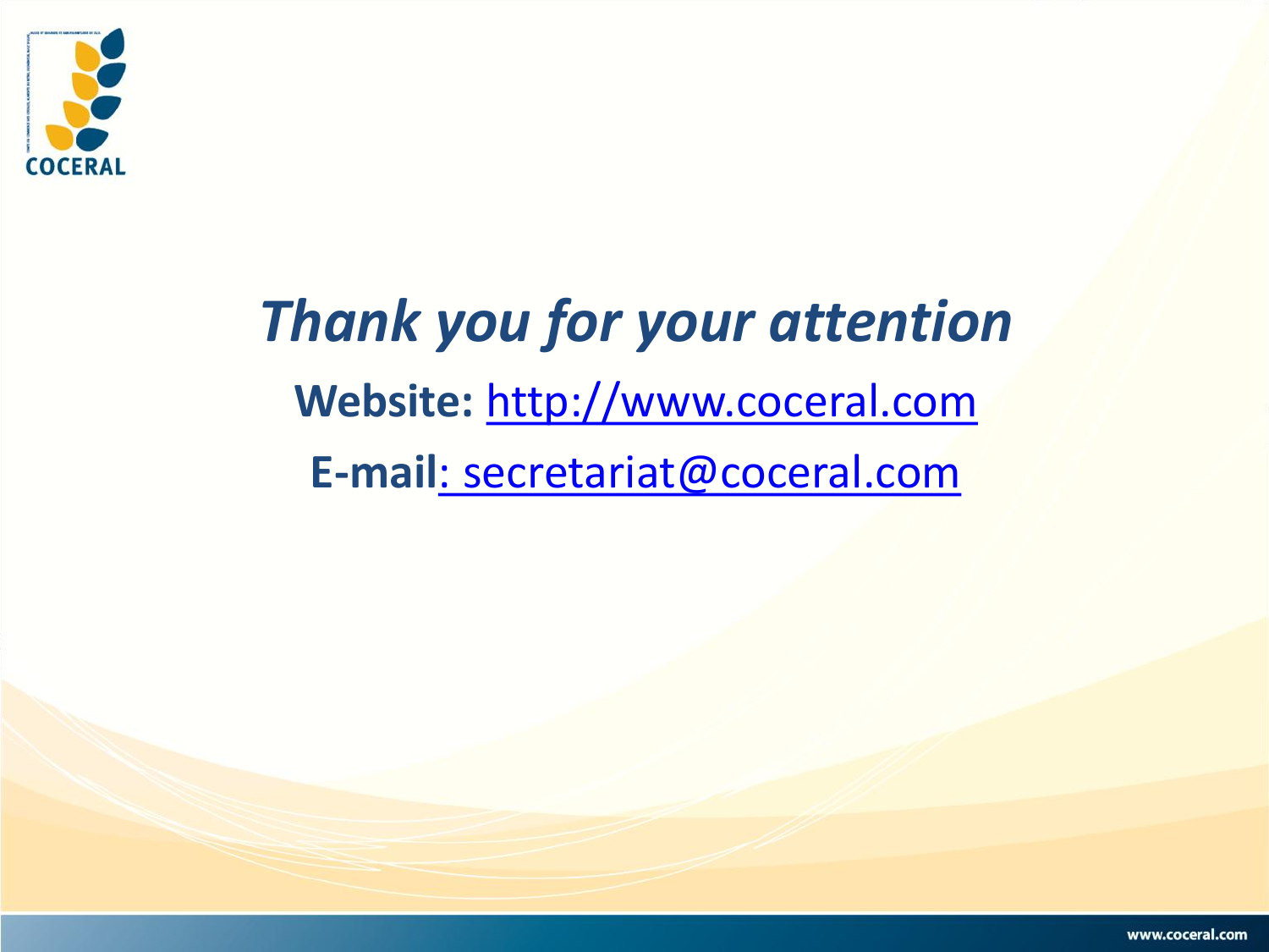*Thank you for your attention*

**Website:** http://www.coceral.com

**E-mail**: secretariat@coceral.com